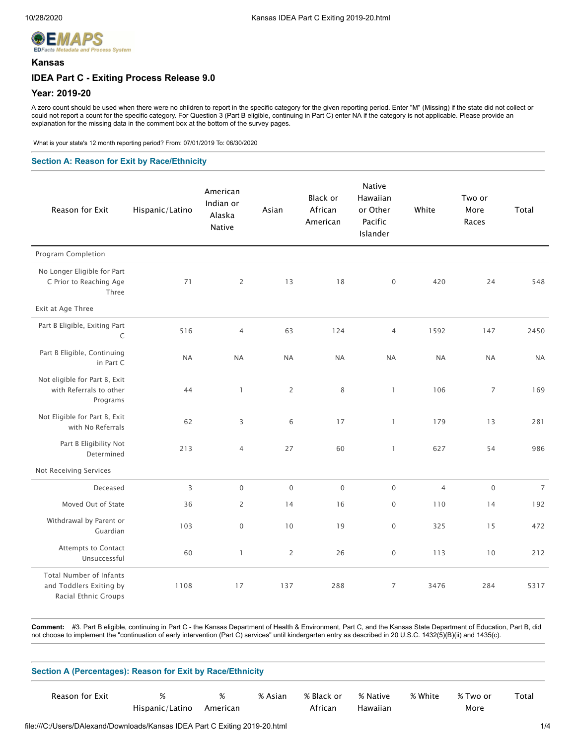EMAPS
EDFacts Metadata and Process System

### Kansas

### IDEA Part C - Exiting Process Release 9.0

### Year: 2019-20

A zero count should be used when there were no children to report in the specific category for the given reporting period. Enter "M" (Missing) if the state did not collect or could not report a count for the specific category. For Question 3 (Part B eligible, continuing in Part C) enter NA if the category is not applicable. Please provide an explanation for the missing data in the comment box at the bottom of the survey pages.

What is your state's 12 month reporting period? From: 07/01/2019 To: 06/30/2020

## Section A: Reason for Exit by Race/Ethnicity

| Reason for Exit | Hispanic/Latino | American Indian or Alaska Native | Asian | Black or African American | Native Hawaiian or Other Pacific Islander | White | Two or More Races | Total |
|---|---|---|---|---|---|---|---|---|
| Program Completion | | | | | | | | |
| No Longer Eligible for Part C Prior to Reaching Age Three | 71 | 2 | 13 | 18 | 0 | 420 | 24 | 548 |
| Exit at Age Three | | | | | | | | |
| Part B Eligible, Exiting Part C | 516 | 4 | 63 | 124 | 4 | 1592 | 147 | 2450 |
| Part B Eligible, Continuing in Part C | NA | NA | NA | NA | NA | NA | NA | NA |
| Not eligible for Part B, Exit with Referrals to other Programs | 44 | 1 | 2 | 8 | 1 | 106 | 7 | 169 |
| Not Eligible for Part B, Exit with No Referrals | 62 | 3 | 6 | 17 | 1 | 179 | 13 | 281 |
| Part B Eligibility Not Determined | 213 | 4 | 27 | 60 | 1 | 627 | 54 | 986 |
| Not Receiving Services | | | | | | | | |
| Deceased | 3 | 0 | 0 | 0 | 0 | 4 | 0 | 7 |
| Moved Out of State | 36 | 2 | 14 | 16 | 0 | 110 | 14 | 192 |
| Withdrawal by Parent or Guardian | 103 | 0 | 10 | 19 | 0 | 325 | 15 | 472 |
| Attempts to Contact Unsuccessful | 60 | 1 | 2 | 26 | 0 | 113 | 10 | 212 |
| Total Number of Infants and Toddlers Exiting by Racial Ethnic Groups | 1108 | 17 | 137 | 288 | 7 | 3476 | 284 | 5317 |

**Comment:** #3. Part B eligible, continuing in Part C - the Kansas Department of Health & Environment, Part C, and the Kansas State Department of Education, Part B, did not choose to implement the "continuation of early intervention (Part C) services" until kindergarten entry as described in 20 U.S.C. 1432(5)(B)(ii) and 1435(c).

## Section A (Percentages): Reason for Exit by Race/Ethnicity

| Reason for Exit | % Hispanic/Latino | % American | % Asian | % Black or African | % Native Hawaiian | % White | % Two or More | Total |
|---|---|---|---|---|---|---|---|---|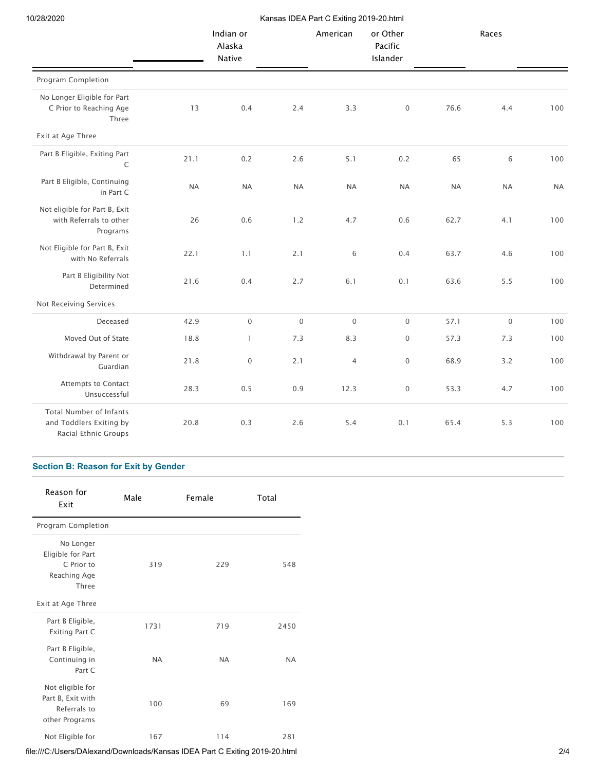| | | Indian or Alaska Native | | American | or Other Pacific Islander | | Races | |
|---|---|---|---|---|---|---|---|---|
| Program Completion | | | | | | | | |
| No Longer Eligible for Part C Prior to Reaching Age Three | 13 | 0.4 | 2.4 | 3.3 | 0 | 76.6 | 4.4 | 100 |
| Exit at Age Three | | | | | | | | |
| Part B Eligible, Exiting Part C | 21.1 | 0.2 | 2.6 | 5.1 | 0.2 | 65 | 6 | 100 |
| Part B Eligible, Continuing in Part C | NA | NA | NA | NA | NA | NA | NA | NA |
| Not eligible for Part B, Exit with Referrals to other Programs | 26 | 0.6 | 1.2 | 4.7 | 0.6 | 62.7 | 4.1 | 100 |
| Not Eligible for Part B, Exit with No Referrals | 22.1 | 1.1 | 2.1 | 6 | 0.4 | 63.7 | 4.6 | 100 |
| Part B Eligibility Not Determined | 21.6 | 0.4 | 2.7 | 6.1 | 0.1 | 63.6 | 5.5 | 100 |
| Not Receiving Services | | | | | | | | |
| Deceased | 42.9 | 0 | 0 | 0 | 0 | 57.1 | 0 | 100 |
| Moved Out of State | 18.8 | 1 | 7.3 | 8.3 | 0 | 57.3 | 7.3 | 100 |
| Withdrawal by Parent or Guardian | 21.8 | 0 | 2.1 | 4 | 0 | 68.9 | 3.2 | 100 |
| Attempts to Contact Unsuccessful | 28.3 | 0.5 | 0.9 | 12.3 | 0 | 53.3 | 4.7 | 100 |
| Total Number of Infants and Toddlers Exiting by Racial Ethnic Groups | 20.8 | 0.3 | 2.6 | 5.4 | 0.1 | 65.4 | 5.3 | 100 |

### Section B: Reason for Exit by Gender

| Reason for Exit | Male | Female | Total |
|---|---|---|---|
| Program Completion | | | |
| No Longer Eligible for Part C Prior to Reaching Age Three | 319 | 229 | 548 |
| Exit at Age Three | | | |
| Part B Eligible, Exiting Part C | 1731 | 719 | 2450 |
| Part B Eligible, Continuing in Part C | NA | NA | NA |
| Not eligible for Part B, Exit with Referrals to other Programs | 100 | 69 | 169 |
| Not Eligible for | 167 | 114 | 281 |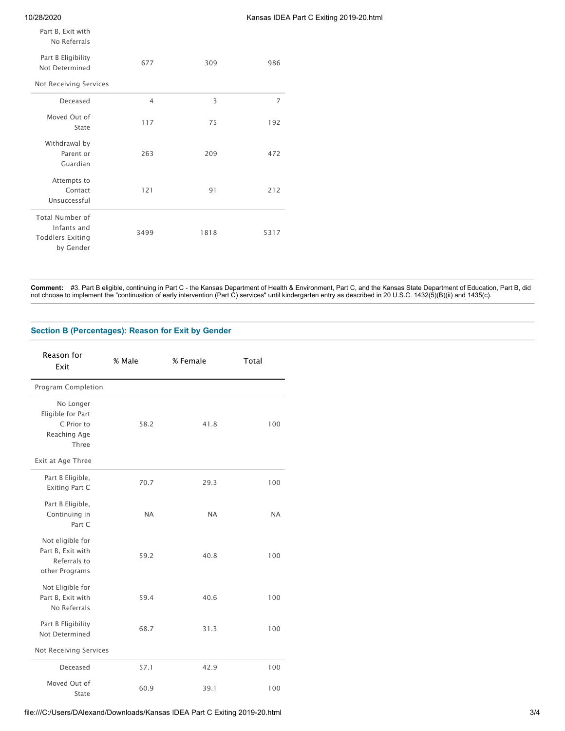| | | | |
|---|---|---|---|
| Part B, Exit with No Referrals | | | |
| Part B Eligibility Not Determined | 677 | 309 | 986 |
| Not Receiving Services | | | |
| Deceased | 4 | 3 | 7 |
| Moved Out of State | 117 | 75 | 192 |
| Withdrawal by Parent or Guardian | 263 | 209 | 472 |
| Attempts to Contact Unsuccessful | 121 | 91 | 212 |
| Total Number of Infants and Toddlers Exiting by Gender | 3499 | 1818 | 5317 |

**Comment:** #3. Part B eligible, continuing in Part C - the Kansas Department of Health & Environment, Part C, and the Kansas State Department of Education, Part B, did not choose to implement the "continuation of early intervention (Part C) services" until kindergarten entry as described in 20 U.S.C. 1432(5)(B)(ii) and 1435(c).

## Section B (Percentages): Reason for Exit by Gender

| Reason for Exit | % Male | % Female | Total |
|---|---|---|---|
| Program Completion | | | |
| No Longer Eligible for Part C Prior to Reaching Age Three | 58.2 | 41.8 | 100 |
| Exit at Age Three | | | |
| Part B Eligible, Exiting Part C | 70.7 | 29.3 | 100 |
| Part B Eligible, Continuing in Part C | NA | NA | NA |
| Not eligible for Part B, Exit with Referrals to other Programs | 59.2 | 40.8 | 100 |
| Not Eligible for Part B, Exit with No Referrals | 59.4 | 40.6 | 100 |
| Part B Eligibility Not Determined | 68.7 | 31.3 | 100 |
| Not Receiving Services | | | |
| Deceased | 57.1 | 42.9 | 100 |
| Moved Out of State | 60.9 | 39.1 | 100 |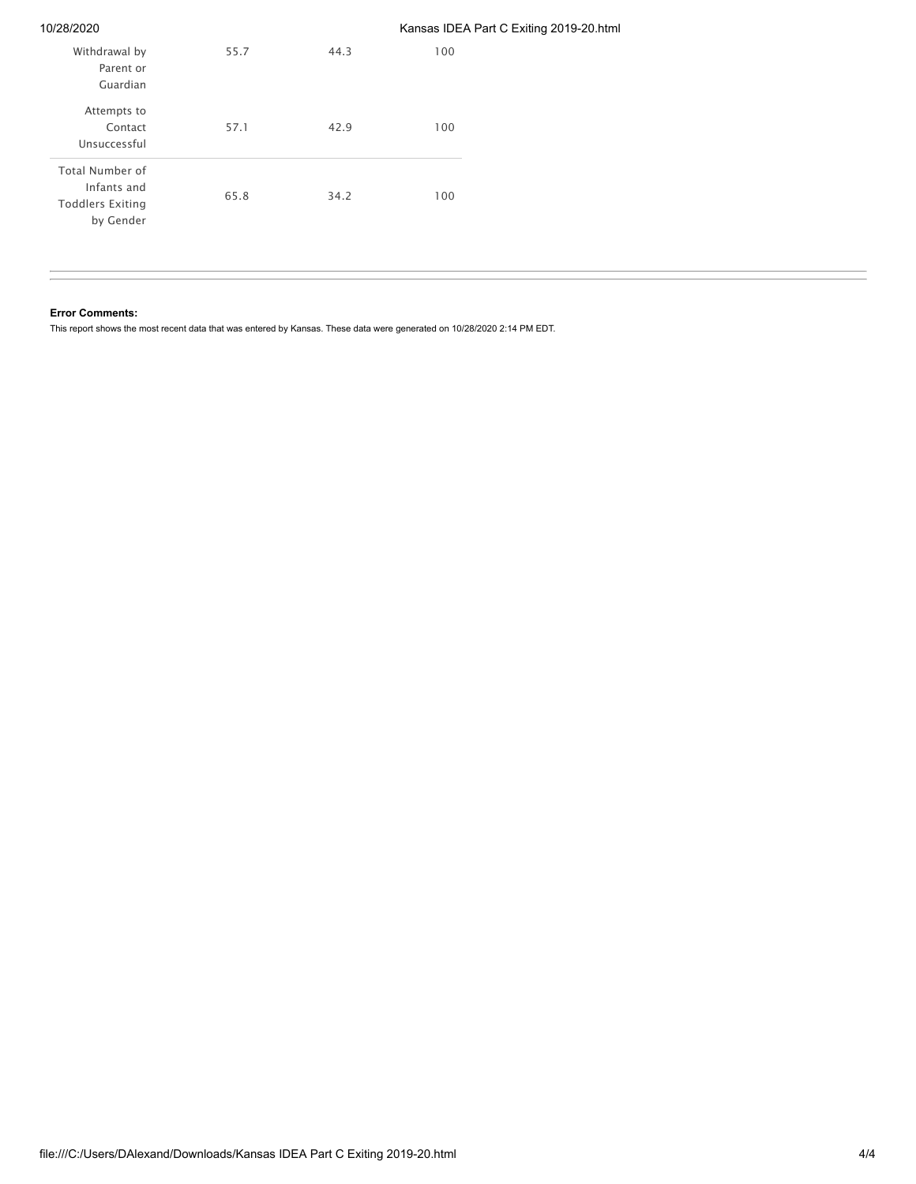| | | | |
|---|---|---|---|
| Withdrawal by Parent or Guardian | 55.7 | 44.3 | 100 |
| Attempts to Contact Unsuccessful | 57.1 | 42.9 | 100 |
| Total Number of Infants and Toddlers Exiting by Gender | 65.8 | 34.2 | 100 |

**Error Comments:**

This report shows the most recent data that was entered by Kansas. These data were generated on 10/28/2020 2:14 PM EDT.